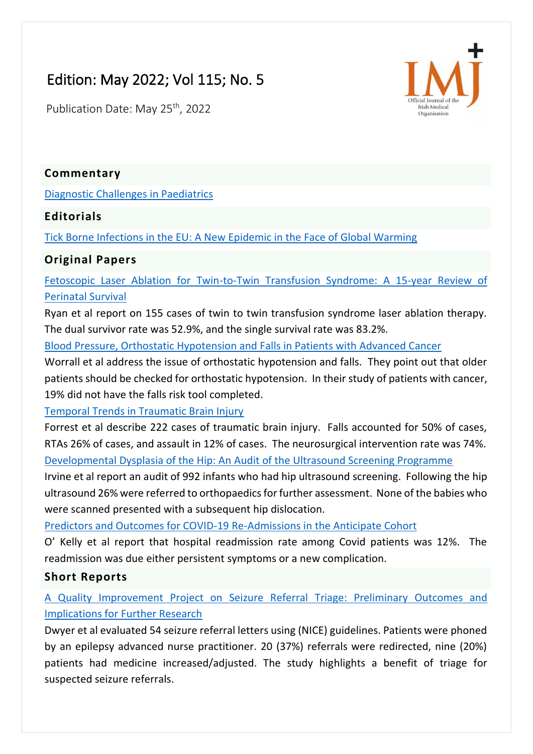# Edition: May 2022; Vol 115; No. 5

Publication Date: May 25th, 2022

## Commentary

[Diagnostic Challenges in Paediatrics]

## Editorials

[Tick Borne Infections in the EU: A New Epidemic in the Face of Global Warming]

## Original Papers

[Fetoscopic Laser Ablation for Twin-to-Twin Transfusion Syndrome: A 15-year Review of Perinatal Survival]

Ryan et al report on 155 cases of twin to twin transfusion syndrome laser ablation therapy. The dual survivor rate was 52.9%, and the single survival rate was 83.2%.

[Blood Pressure, Orthostatic Hypotension and Falls in Patients with Advanced Cancer]

Worrall et al address the issue of orthostatic hypotension and falls. They point out that older patients should be checked for orthostatic hypotension. In their study of patients with cancer, 19% did not have the falls risk tool completed.

[Temporal Trends in Traumatic Brain Injury]

Forrest et al describe 222 cases of traumatic brain injury. Falls accounted for 50% of cases, RTAs 26% of cases, and assault in 12% of cases. The neurosurgical intervention rate was 74%.

[Developmental Dysplasia of the Hip: An Audit of the Ultrasound Screening Programme]

Irvine et al report an audit of 992 infants who had hip ultrasound screening. Following the hip ultrasound 26% were referred to orthopaedics for further assessment. None of the babies who were scanned presented with a subsequent hip dislocation.

[Predictors and Outcomes for COVID-19 Re-Admissions in the Anticipate Cohort]

O' Kelly et al report that hospital readmission rate among Covid patients was 12%. The readmission was due either persistent symptoms or a new complication.

## Short Reports

[A Quality Improvement Project on Seizure Referral Triage: Preliminary Outcomes and Implications for Further Research]

Dwyer et al evaluated 54 seizure referral letters using (NICE) guidelines. Patients were phoned by an epilepsy advanced nurse practitioner. 20 (37%) referrals were redirected, nine (20%) patients had medicine increased/adjusted. The study highlights a benefit of triage for suspected seizure referrals.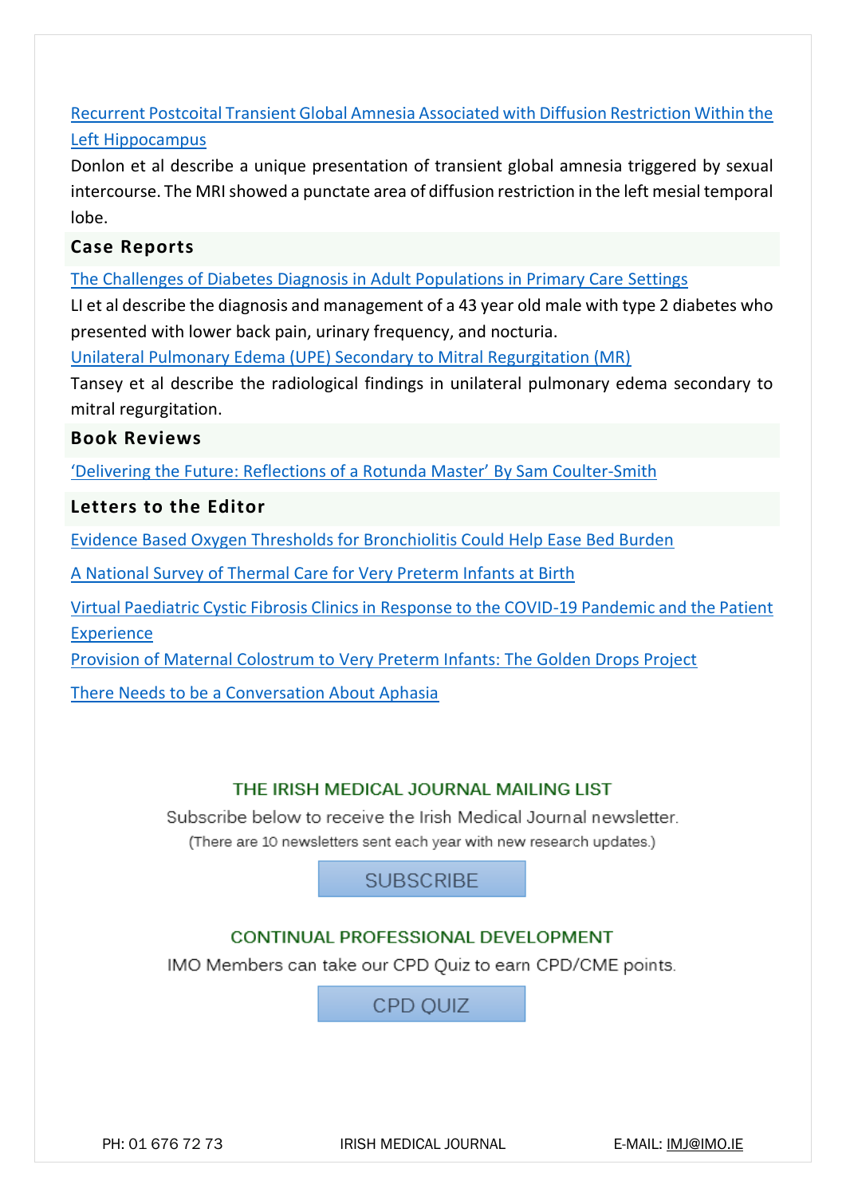[Recurrent Postcoital Transient Global Amnesia Associated with Diffusion Restriction Within the Left Hippocampus]

Donlon et al describe a unique presentation of transient global amnesia triggered by sexual intercourse. The MRI showed a punctate area of diffusion restriction in the left mesial temporal lobe.

## Case Reports

[The Challenges of Diabetes Diagnosis in Adult Populations in Primary Care Settings]

LI et al describe the diagnosis and management of a 43 year old male with type 2 diabetes who presented with lower back pain, urinary frequency, and nocturia.

[Unilateral Pulmonary Edema (UPE) Secondary to Mitral Regurgitation (MR)]

Tansey et al describe the radiological findings in unilateral pulmonary edema secondary to mitral regurgitation.

## Book Reviews

['Delivering the Future: Reflections of a Rotunda Master' By Sam Coulter-Smith]

## Letters to the Editor

[Evidence Based Oxygen Thresholds for Bronchiolitis Could Help Ease Bed Burden]

[A National Survey of Thermal Care for Very Preterm Infants at Birth]

[Virtual Paediatric Cystic Fibrosis Clinics in Response to the COVID-19 Pandemic and the Patient Experience]

[Provision of Maternal Colostrum to Very Preterm Infants: The Golden Drops Project]

[There Needs to be a Conversation About Aphasia]

### THE IRISH MEDICAL JOURNAL MAILING LIST

Subscribe below to receive the Irish Medical Journal newsletter.

(There are 10 newsletters sent each year with new research updates.)

SUBSCRIBE

### CONTINUAL PROFESSIONAL DEVELOPMENT

IMO Members can take our CPD Quiz to earn CPD/CME points.

CPD QUIZ

PH: 01 676 72 73 IRISH MEDICAL JOURNAL E-MAIL: IMJ@IMO.IE